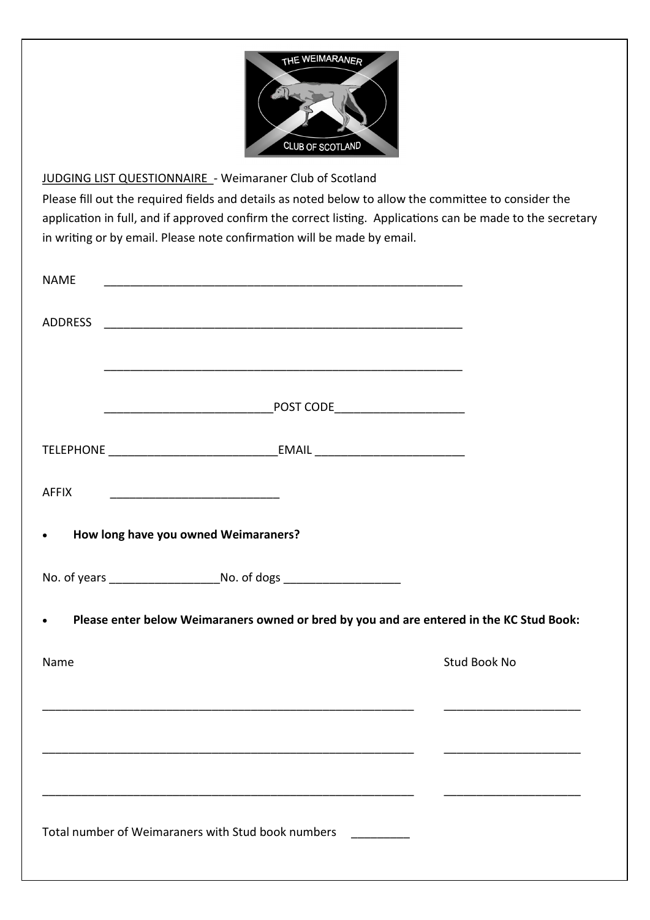JUDGING LIST QUESTIONNAIRE - Weimaraner Club of Scotland

Please fill out the required fields and details as noted below to allow the committee to consider the application in full, and if approved confirm the correct listing. Applications can be made to the secretary in writing or by email. Please note confirmation will be made by email.

NAME ___________________________________________________________

ADDRESS ___________________________________________________________

___________________________________________________________

___________________________POST CODE_____________________

TELEPHONE ___________________________EMAIL _______________________

AFFIX ___________________________

- **How long have you owned Weimaraners?**

No. of years _________________No. of dogs __________________

- **Please enter below Weimaraners owned or bred by you and are entered in the KC Stud Book:**

| Name | Stud Book No |
| --- | --- |
| ___________________________________________________________ | ______________________ |
| ___________________________________________________________ | ______________________ |
| ___________________________________________________________ | ______________________ |

Total number of Weimaraners with Stud book numbers _________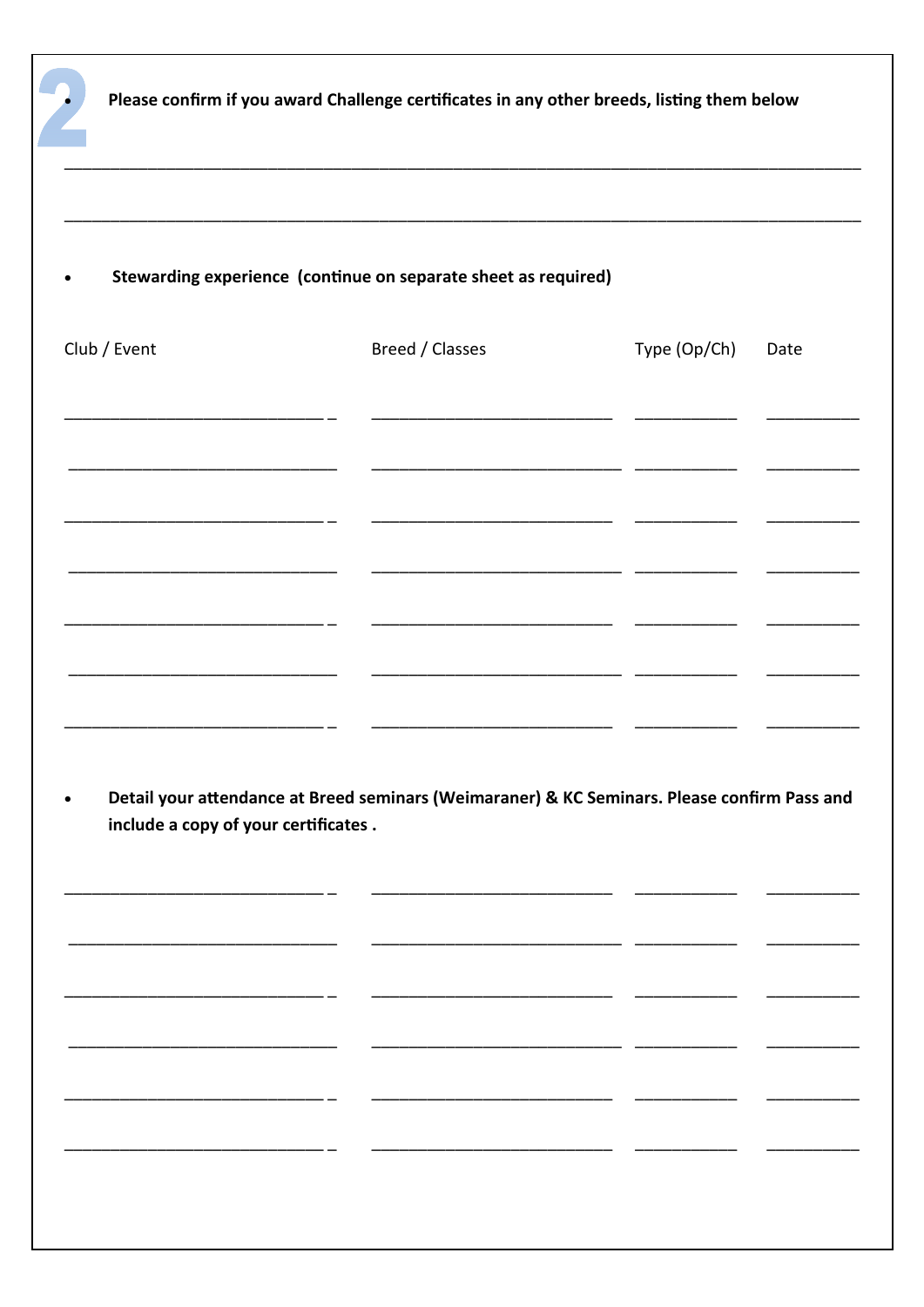- **Please confirm if you award Challenge certificates in any other breeds, listing them below**

_______________________________________________________________________________

_______________________________________________________________________________

- **Stewarding experience (continue on separate sheet as required)**

| Club / Event | Breed / Classes | Type (Op/Ch) | Date |
| --- | --- | --- | --- |
| | | | |
| | | | |
| | | | |
| | | | |
| | | | |
| | | | |
| | | | |

- **Detail your attendance at Breed seminars (Weimaraner) & KC Seminars. Please confirm Pass and include a copy of your certificates .**

| | | | |
| --- | --- | --- | --- |
| | | | |
| | | | |
| | | | |
| | | | |
| | | | |
| | | | |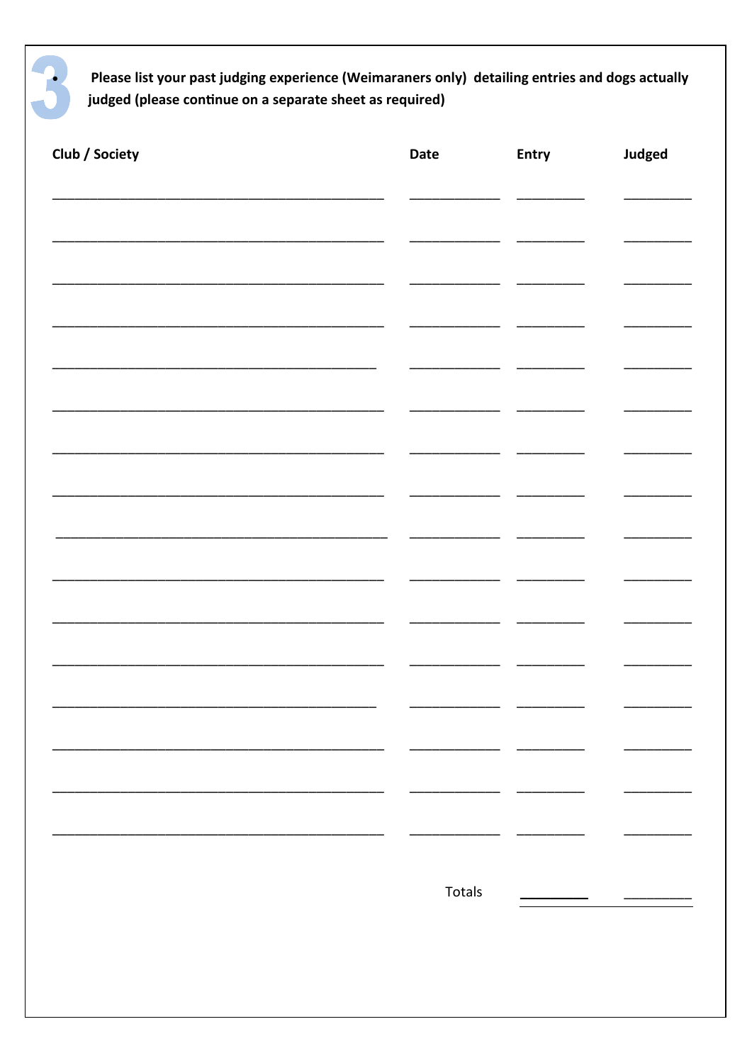## 3

**Please list your past judging experience (Weimaraners only) detailing entries and dogs actually judged (please continue on a separate sheet as required)**

| **Club / Society** | **Date** | **Entry** | **Judged** |
|---|---|---|---|
| | | | |
| | | | |
| | | | |
| | | | |
| | | | |
| | | | |
| | | | |
| | | | |
| | | | |
| | | | |
| | | | |
| | | | |
| | | | |
| | | | |
| | | | |
| | | | |
| | Totals | | |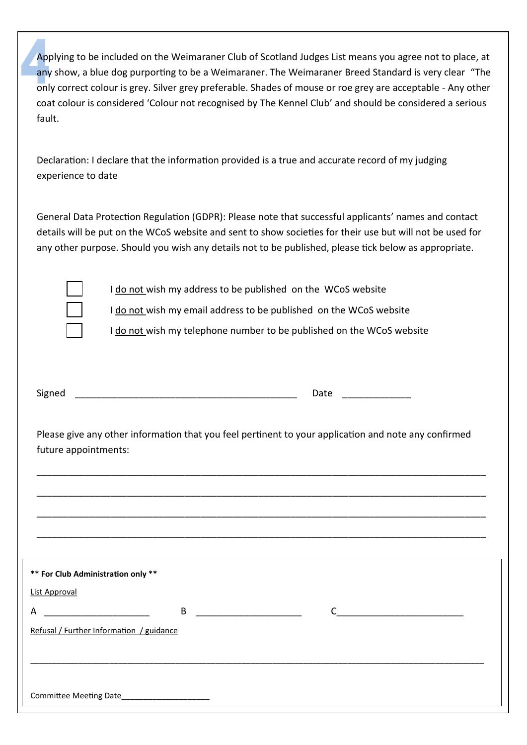Applying to be included on the Weimaraner Club of Scotland Judges List means you agree not to place, at any show, a blue dog purporting to be a Weimaraner. The Weimaraner Breed Standard is very clear "The only correct colour is grey. Silver grey preferable. Shades of mouse or roe grey are acceptable - Any other coat colour is considered 'Colour not recognised by The Kennel Club' and should be considered a serious fault.

Declaration: I declare that the information provided is a true and accurate record of my judging experience to date

General Data Protection Regulation (GDPR): Please note that successful applicants' names and contact details will be put on the WCoS website and sent to show societies for their use but will not be used for any other purpose. Should you wish any details not to be published, please tick below as appropriate.

- ☐ I do not wish my address to be published on the WCoS website
- ☐ I do not wish my email address to be published on the WCoS website
- ☐ I do not wish my telephone number to be published on the WCoS website

Signed ___________________________________________ Date _____________

Please give any other information that you feel pertinent to your application and note any confirmed future appointments:

_______________________________________________________________________________

_______________________________________________________________________________

_______________________________________________________________________________

_______________________________________________________________________________

**** For Club Administration only ****

List Approval

A _____________________ B _____________________ C_________________________

Refusal / Further Information / guidance

_______________________________________________________________________________

Committee Meeting Date____________________